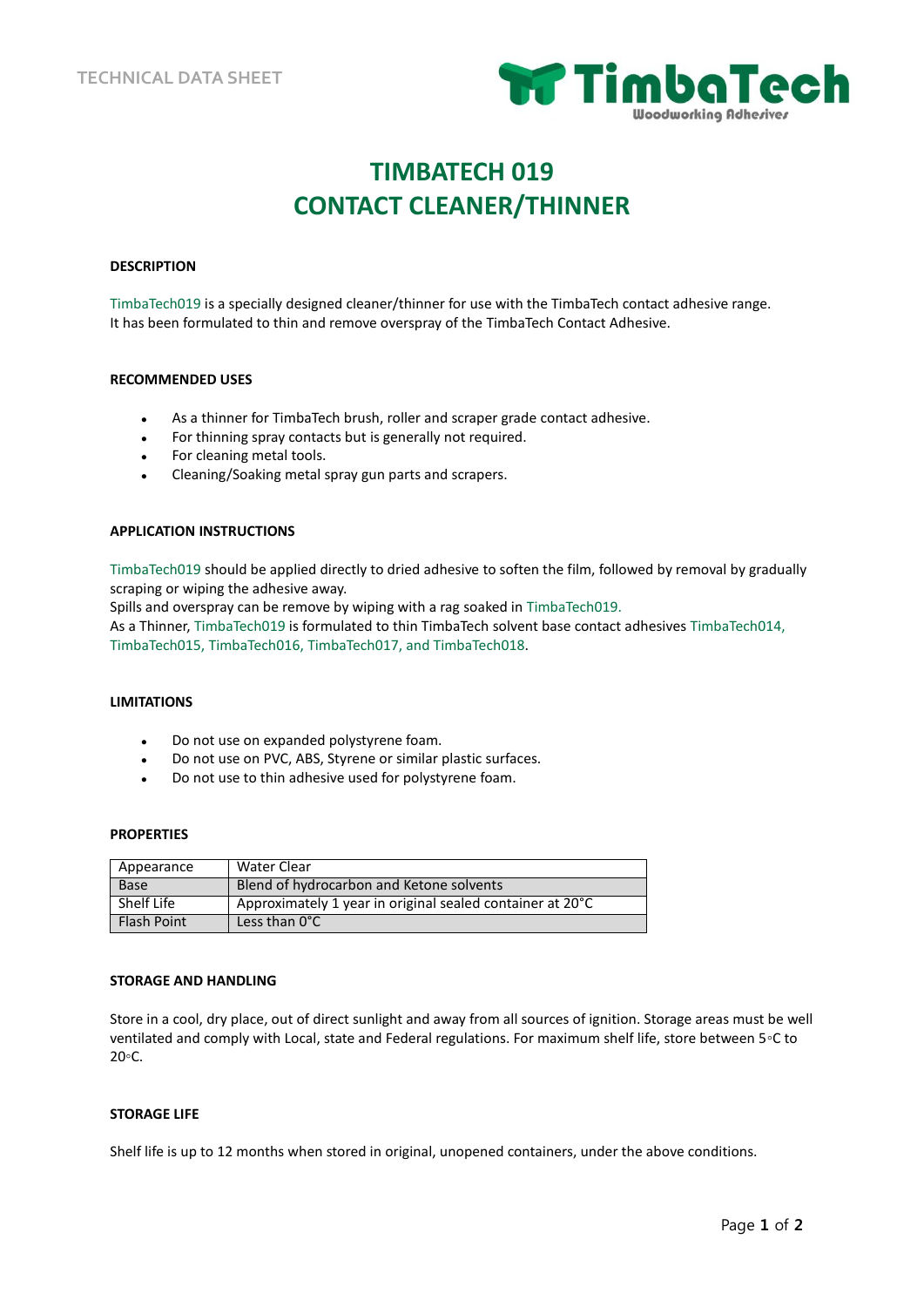TECHNICAL DATA SHEET

TimbaTech
Woodworking Adhesives

# TIMBATECH 019
# CONTACT CLEANER/THINNER

### DESCRIPTION

TimbaTech019 is a specially designed cleaner/thinner for use with the TimbaTech contact adhesive range.
It has been formulated to thin and remove overspray of the TimbaTech Contact Adhesive.

### RECOMMENDED USES

- As a thinner for TimbaTech brush, roller and scraper grade contact adhesive.
- For thinning spray contacts but is generally not required.
- For cleaning metal tools.
- Cleaning/Soaking metal spray gun parts and scrapers.

### APPLICATION INSTRUCTIONS

TimbaTech019 should be applied directly to dried adhesive to soften the film, followed by removal by gradually scraping or wiping the adhesive away.
Spills and overspray can be remove by wiping with a rag soaked in TimbaTech019.
As a Thinner, TimbaTech019 is formulated to thin TimbaTech solvent base contact adhesives TimbaTech014, TimbaTech015, TimbaTech016, TimbaTech017, and TimbaTech018.

### LIMITATIONS

- Do not use on expanded polystyrene foam.
- Do not use on PVC, ABS, Styrene or similar plastic surfaces.
- Do not use to thin adhesive used for polystyrene foam.

### PROPERTIES

| Appearance | Water Clear |
|---|---|
| Base | Blend of hydrocarbon and Ketone solvents |
| Shelf Life | Approximately 1 year in original sealed container at 20°C |
| Flash Point | Less than 0°C |

### STORAGE AND HANDLING

Store in a cool, dry place, out of direct sunlight and away from all sources of ignition. Storage areas must be well ventilated and comply with Local, state and Federal regulations. For maximum shelf life, store between 5◦C to 20◦C.

### STORAGE LIFE

Shelf life is up to 12 months when stored in original, unopened containers, under the above conditions.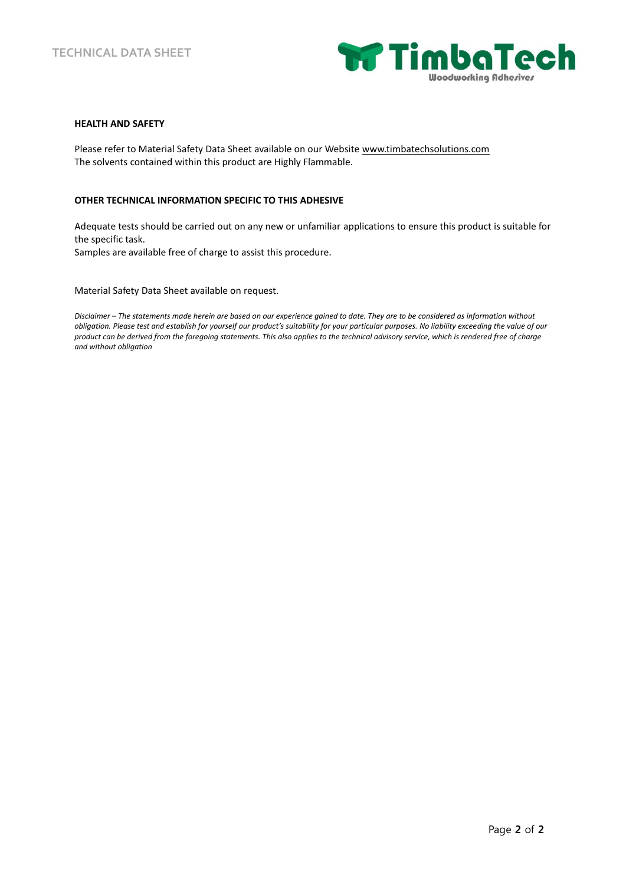#### HEALTH AND SAFETY

Please refer to Material Safety Data Sheet available on our Website www.timbatechsolutions.com
The solvents contained within this product are Highly Flammable.

#### OTHER TECHNICAL INFORMATION SPECIFIC TO THIS ADHESIVE

Adequate tests should be carried out on any new or unfamiliar applications to ensure this product is suitable for the specific task.
Samples are available free of charge to assist this procedure.

Material Safety Data Sheet available on request.

*Disclaimer – The statements made herein are based on our experience gained to date. They are to be considered as information without obligation. Please test and establish for yourself our product's suitability for your particular purposes. No liability exceeding the value of our product can be derived from the foregoing statements. This also applies to the technical advisory service, which is rendered free of charge and without obligation*